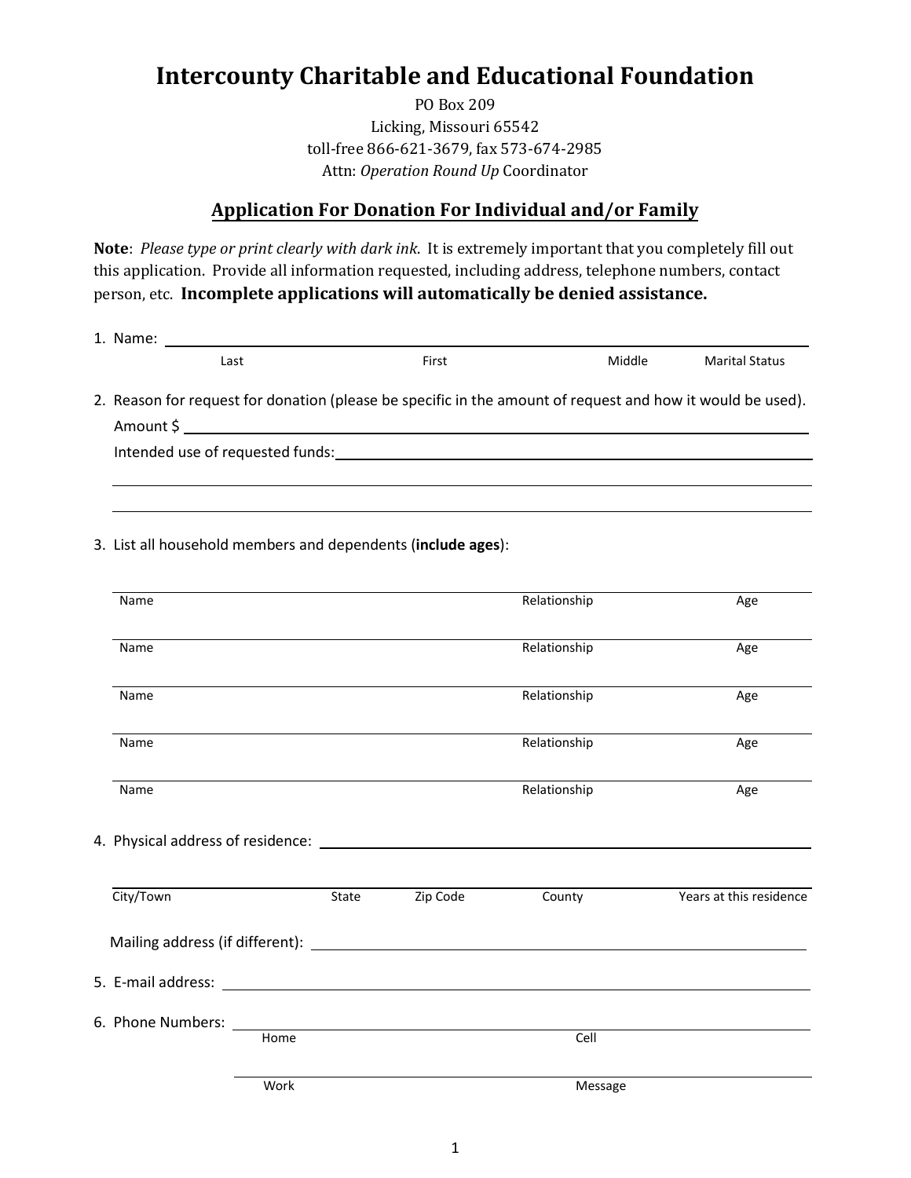# Intercounty Charitable and Educational Foundation

PO Box 209
Licking, Missouri 65542
toll-free 866-621-3679, fax 573-674-2985
Attn: *Operation Round Up* Coordinator

## Application For Donation For Individual and/or Family

**Note**: *Please type or print clearly with dark ink.* It is extremely important that you completely fill out this application. Provide all information requested, including address, telephone numbers, contact person, etc. **Incomplete applications will automatically be denied assistance.**

1. Name: ______________________________________________

   Last  First  Middle  Marital Status

2. Reason for request for donation (please be specific in the amount of request and how it would be used).

   Amount $ ______________________________________________

   Intended use of requested funds: ______________________________________________

   ______________________________________________

   ______________________________________________

3. List all household members and dependents (**include ages**):

| Name | Relationship | Age |
|---|---|---|
| | | |
| | | |
| | | |
| | | |
| | | |

4. Physical address of residence: ______________________________________________

   ______________________________________________

   City/Town  State  Zip Code  County  Years at this residence

   Mailing address (if different): ______________________________________________

5. E-mail address: ______________________________________________

6. Phone Numbers: ______________________________________________

   Home  Cell

   ______________________________________________

   Work  Message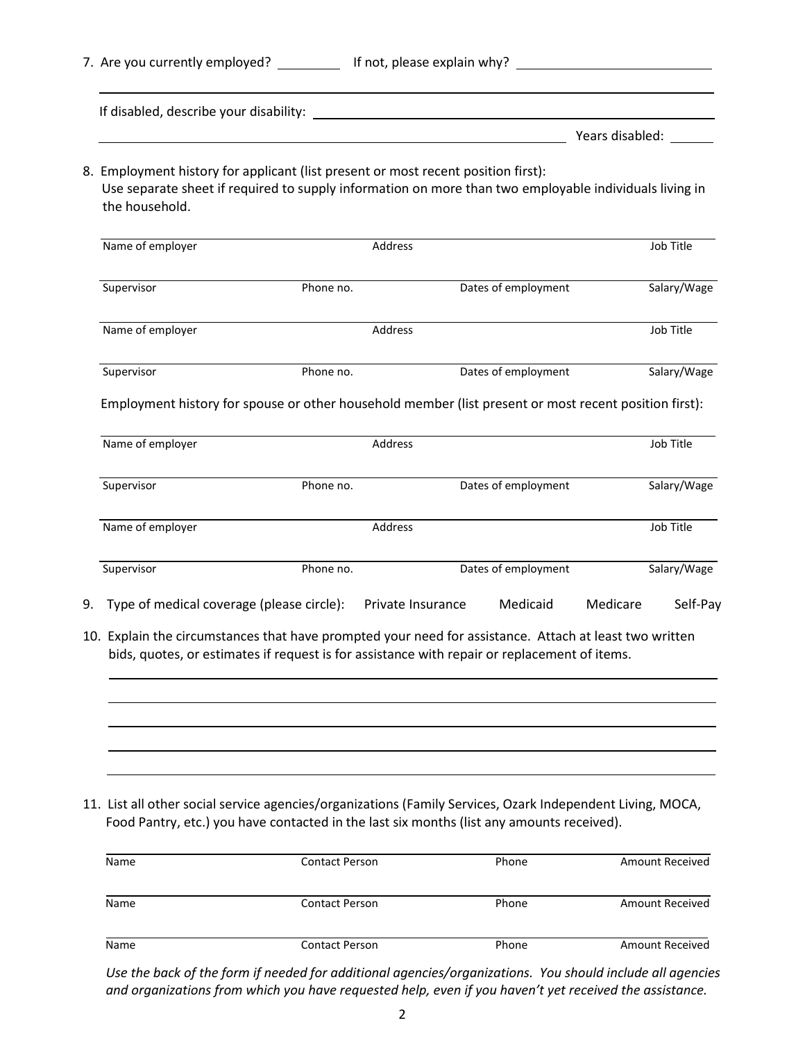7. Are you currently employed? __________ If not, please explain why? ______________________________

_______________________________________________________________________________

If disabled, describe your disability: _______________________________________________

_______________________________________________________________ Years disabled: ______

8. Employment history for applicant (list present or most recent position first):
   Use separate sheet if required to supply information on more than two employable individuals living in the household.

| Name of employer | Address | | Job Title |
|---|---|---|---|
| Supervisor | Phone no. | Dates of employment | Salary/Wage |
| Name of employer | Address | | Job Title |
| Supervisor | Phone no. | Dates of employment | Salary/Wage |

Employment history for spouse or other household member (list present or most recent position first):

| Name of employer | Address | | Job Title |
|---|---|---|---|
| Supervisor | Phone no. | Dates of employment | Salary/Wage |
| Name of employer | Address | | Job Title |
| Supervisor | Phone no. | Dates of employment | Salary/Wage |

9. Type of medical coverage (please circle): Private Insurance Medicaid Medicare Self-Pay

10. Explain the circumstances that have prompted your need for assistance. Attach at least two written bids, quotes, or estimates if request is for assistance with repair or replacement of items.

_______________________________________________________________________________

_______________________________________________________________________________

_______________________________________________________________________________

_______________________________________________________________________________

_______________________________________________________________________________

11. List all other social service agencies/organizations (Family Services, Ozark Independent Living, MOCA, Food Pantry, etc.) you have contacted in the last six months (list any amounts received).

| Name | Contact Person | Phone | Amount Received |
|---|---|---|---|
| Name | Contact Person | Phone | Amount Received |
| Name | Contact Person | Phone | Amount Received |

*Use the back of the form if needed for additional agencies/organizations. You should include all agencies and organizations from which you have requested help, even if you haven't yet received the assistance.*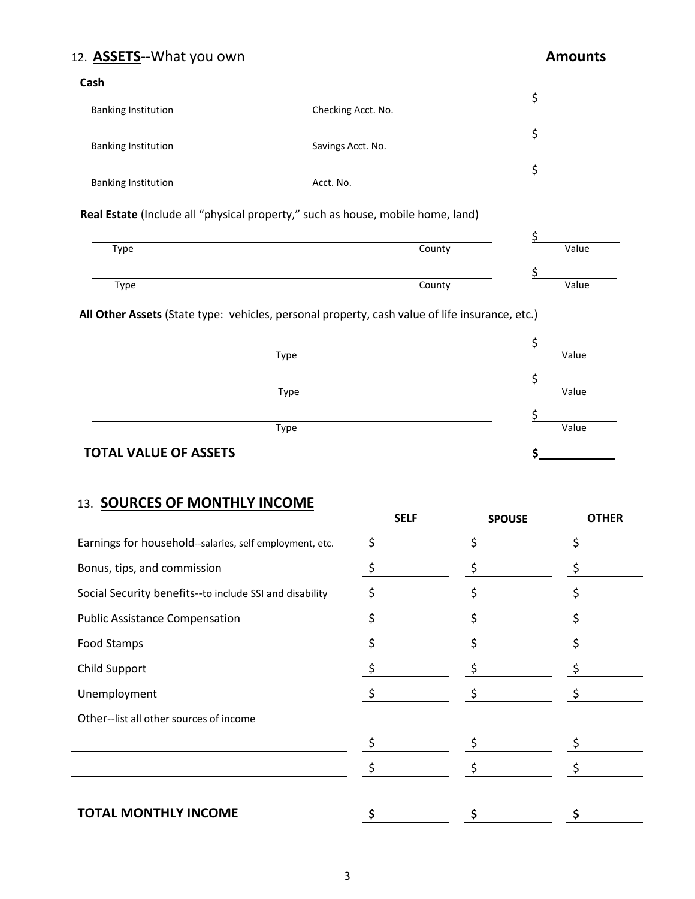## 12. **ASSETS**--What you own

**Amounts**

**Cash**

| | | |
|---|---|---|
| Banking Institution | Checking Acct. No. | $ |
| Banking Institution | Savings Acct. No. | $ |
| Banking Institution | Acct. No. | $ |

**Real Estate** (Include all "physical property," such as house, mobile home, land)

| | | |
|---|---|---|
| Type | County | $ Value |
| Type | County | $ Value |

**All Other Assets** (State type: vehicles, personal property, cash value of life insurance, etc.)

| | |
|---|---|
| Type | $ Value |
| Type | $ Value |
| Type | $ Value |

**TOTAL VALUE OF ASSETS** $

## 13. **SOURCES OF MONTHLY INCOME**

| | SELF | SPOUSE | OTHER |
|---|---|---|---|
| Earnings for household--salaries, self employment, etc. | $ | $ | $ |
| Bonus, tips, and commission | $ | $ | $ |
| Social Security benefits--to include SSI and disability | $ | $ | $ |
| Public Assistance Compensation | $ | $ | $ |
| Food Stamps | $ | $ | $ |
| Child Support | $ | $ | $ |
| Unemployment | $ | $ | $ |
| Other--list all other sources of income | | | |
| | $ | $ | $ |
| | $ | $ | $ |
| **TOTAL MONTHLY INCOME** | **$** | **$** | **$** |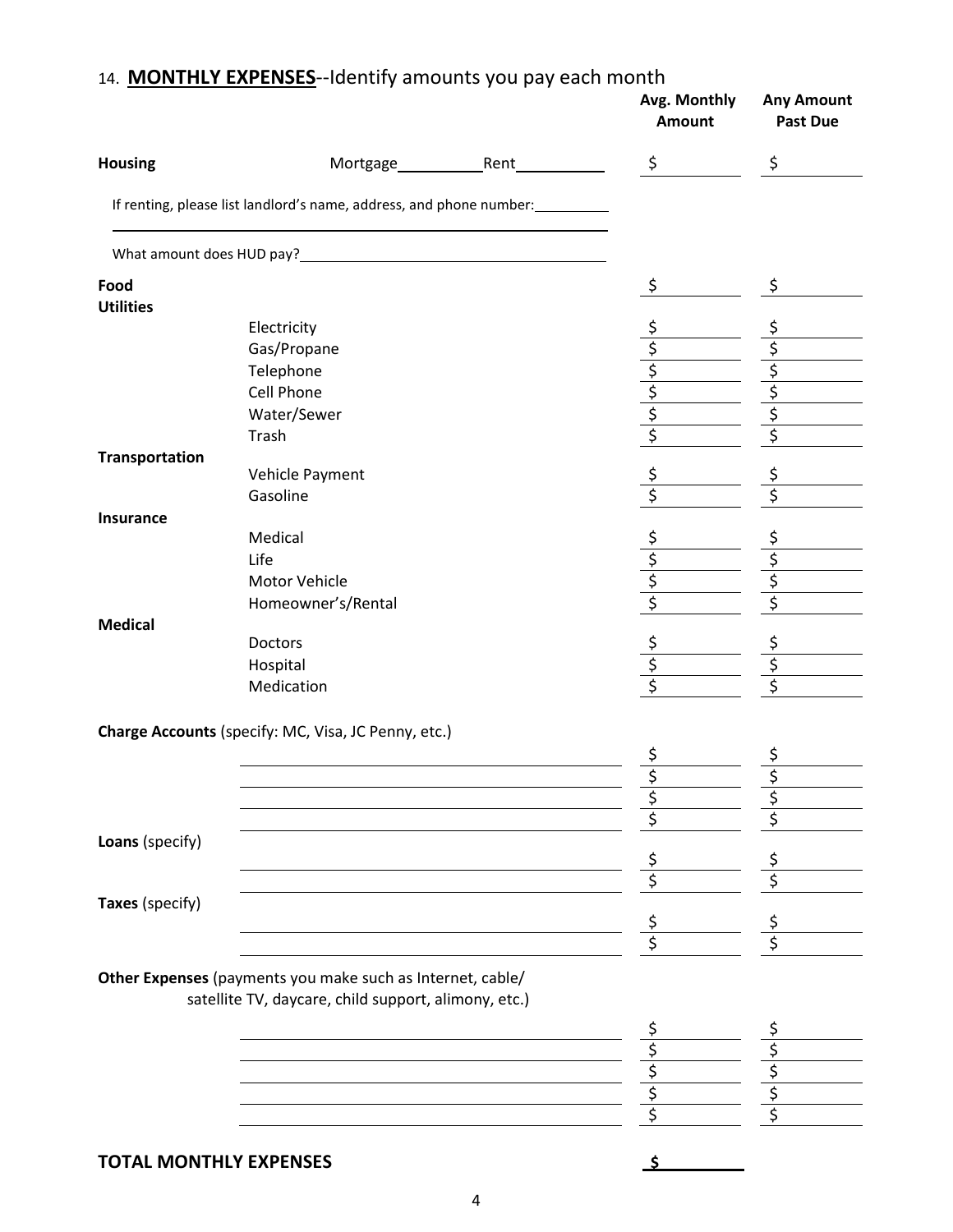## 14. **MONTHLY EXPENSES**--Identify amounts you pay each month

| | | Avg. Monthly Amount | Any Amount Past Due |
|---|---|---|---|
| **Housing** | Mortgage\_\_\_\_\_\_\_\_\_\_ Rent\_\_\_\_\_\_\_\_\_\_ | $ | $ |

If renting, please list landlord's name, address, and phone number:\_\_\_\_\_\_\_\_\_\_

\_\_\_\_\_\_\_\_\_\_\_\_\_\_\_\_\_\_\_\_\_\_\_\_\_\_\_\_\_\_\_\_\_\_\_\_\_\_\_\_\_\_\_\_\_\_\_\_\_\_

What amount does HUD pay?\_\_\_\_\_\_\_\_\_\_\_\_\_\_\_\_\_\_\_\_\_\_\_\_\_\_\_\_\_\_\_\_\_\_\_\_\_\_\_\_

| | | Avg. Monthly Amount | Any Amount Past Due |
|---|---|---|---|
| **Food** | | $ | $ |
| **Utilities** | | | |
| | Electricity | $ | $ |
| | Gas/Propane | $ | $ |
| | Telephone | $ | $ |
| | Cell Phone | $ | $ |
| | Water/Sewer | $ | $ |
| | Trash | $ | $ |
| **Transportation** | | | |
| | Vehicle Payment | $ | $ |
| | Gasoline | $ | $ |
| **Insurance** | | | |
| | Medical | $ | $ |
| | Life | $ | $ |
| | Motor Vehicle | $ | $ |
| | Homeowner's/Rental | $ | $ |
| **Medical** | | | |
| | Doctors | $ | $ |
| | Hospital | $ | $ |
| | Medication | $ | $ |
| **Charge Accounts** (specify: MC, Visa, JC Penny, etc.) | | | |
| | \_\_\_\_\_\_\_\_\_\_\_\_\_\_\_\_\_\_\_\_ | $ | $ |
| | \_\_\_\_\_\_\_\_\_\_\_\_\_\_\_\_\_\_\_\_ | $ | $ |
| | \_\_\_\_\_\_\_\_\_\_\_\_\_\_\_\_\_\_\_\_ | $ | $ |
| | \_\_\_\_\_\_\_\_\_\_\_\_\_\_\_\_\_\_\_\_ | $ | $ |
| **Loans** (specify) | | | |
| | \_\_\_\_\_\_\_\_\_\_\_\_\_\_\_\_\_\_\_\_ | $ | $ |
| | \_\_\_\_\_\_\_\_\_\_\_\_\_\_\_\_\_\_\_\_ | $ | $ |
| **Taxes** (specify) | | | |
| | \_\_\_\_\_\_\_\_\_\_\_\_\_\_\_\_\_\_\_\_ | $ | $ |
| | \_\_\_\_\_\_\_\_\_\_\_\_\_\_\_\_\_\_\_\_ | $ | $ |
| **Other Expenses** (payments you make such as Internet, cable/ satellite TV, daycare, child support, alimony, etc.) | | | |
| | \_\_\_\_\_\_\_\_\_\_\_\_\_\_\_\_\_\_\_\_ | $ | $ |
| | \_\_\_\_\_\_\_\_\_\_\_\_\_\_\_\_\_\_\_\_ | $ | $ |
| | \_\_\_\_\_\_\_\_\_\_\_\_\_\_\_\_\_\_\_\_ | $ | $ |
| | \_\_\_\_\_\_\_\_\_\_\_\_\_\_\_\_\_\_\_\_ | $ | $ |
| | \_\_\_\_\_\_\_\_\_\_\_\_\_\_\_\_\_\_\_\_ | $ | $ |
| **TOTAL MONTHLY EXPENSES** | | **$** | |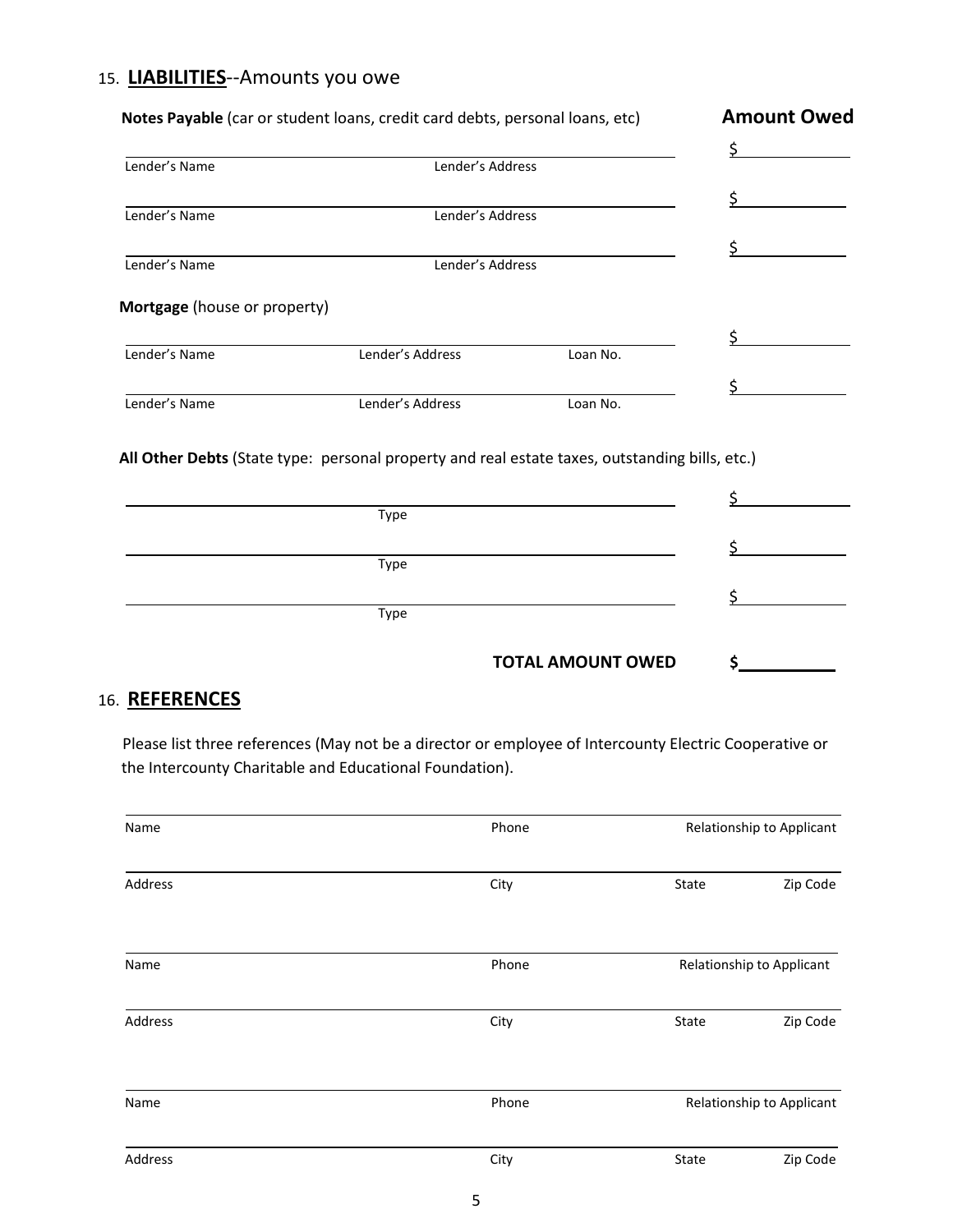## 15. **LIABILITIES**--Amounts you owe

**Notes Payable** (car or student loans, credit card debts, personal loans, etc) — **Amount Owed**

| Lender's Name | Lender's Address | Amount Owed |
|---|---|---|
| | | $ |
| | | $ |
| | | $ |

**Mortgage** (house or property)

| Lender's Name | Lender's Address | Loan No. | Amount Owed |
|---|---|---|---|
| | | | $ |
| | | | $ |

**All Other Debts** (State type: personal property and real estate taxes, outstanding bills, etc.)

| Type | Amount Owed |
|---|---|
| | $ |
| | $ |
| | $ |

**TOTAL AMOUNT OWED** **$**\_\_\_\_\_\_\_\_\_\_

## 16. **REFERENCES**

Please list three references (May not be a director or employee of Intercounty Electric Cooperative or the Intercounty Charitable and Educational Foundation).

| Name | Phone | Relationship to Applicant | |
|---|---|---|---|
| Address | City | State | Zip Code |
| | | | |
| Name | Phone | Relationship to Applicant | |
| Address | City | State | Zip Code |
| | | | |
| Name | Phone | Relationship to Applicant | |
| Address | City | State | Zip Code |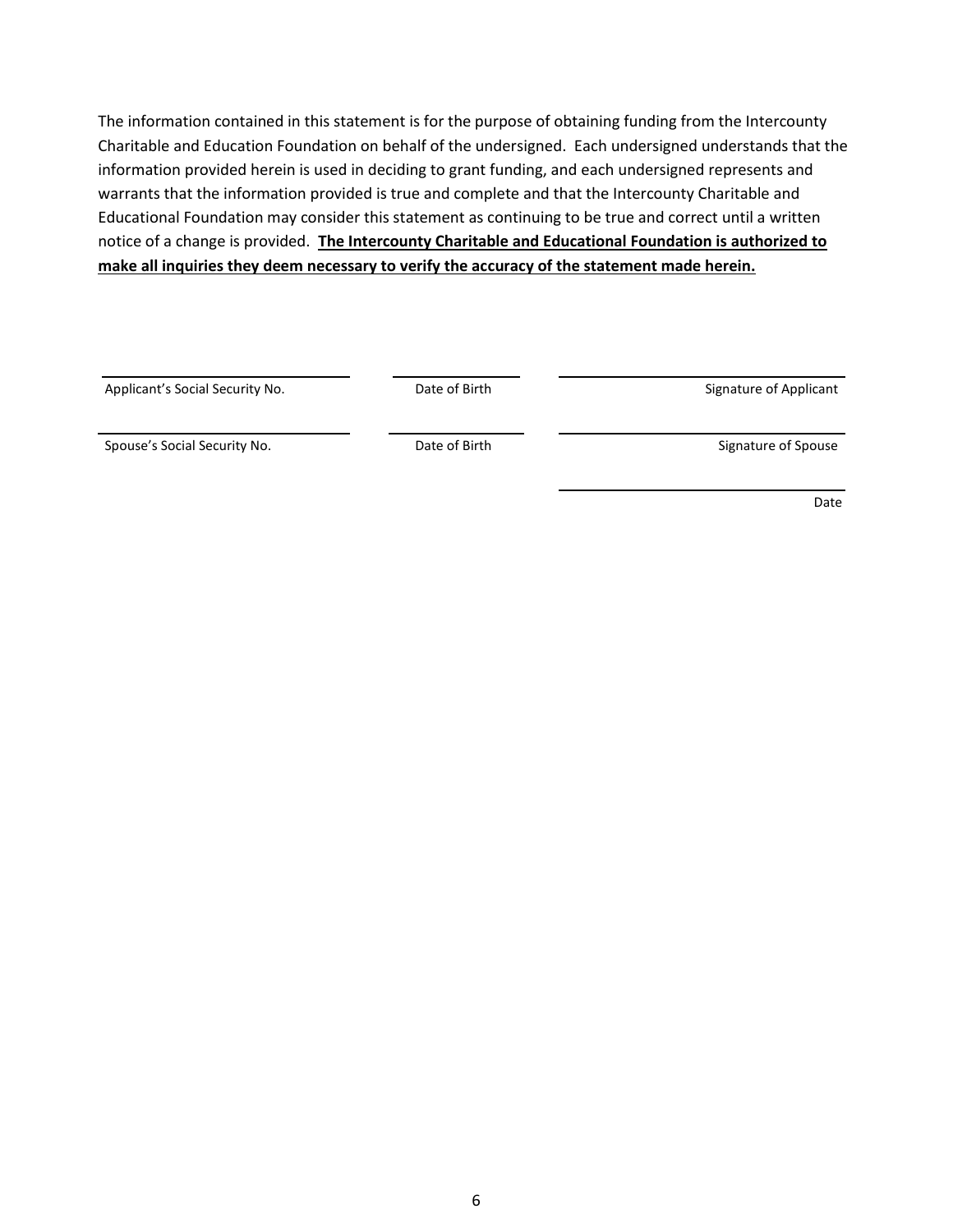The information contained in this statement is for the purpose of obtaining funding from the Intercounty Charitable and Education Foundation on behalf of the undersigned. Each undersigned understands that the information provided herein is used in deciding to grant funding, and each undersigned represents and warrants that the information provided is true and complete and that the Intercounty Charitable and Educational Foundation may consider this statement as continuing to be true and correct until a written notice of a change is provided. **The Intercounty Charitable and Educational Foundation is authorized to make all inquiries they deem necessary to verify the accuracy of the statement made herein.**

| | | |
|---|---|---|
| Applicant's Social Security No. | Date of Birth | Signature of Applicant |
| Spouse's Social Security No. | Date of Birth | Signature of Spouse |
| | | Date |